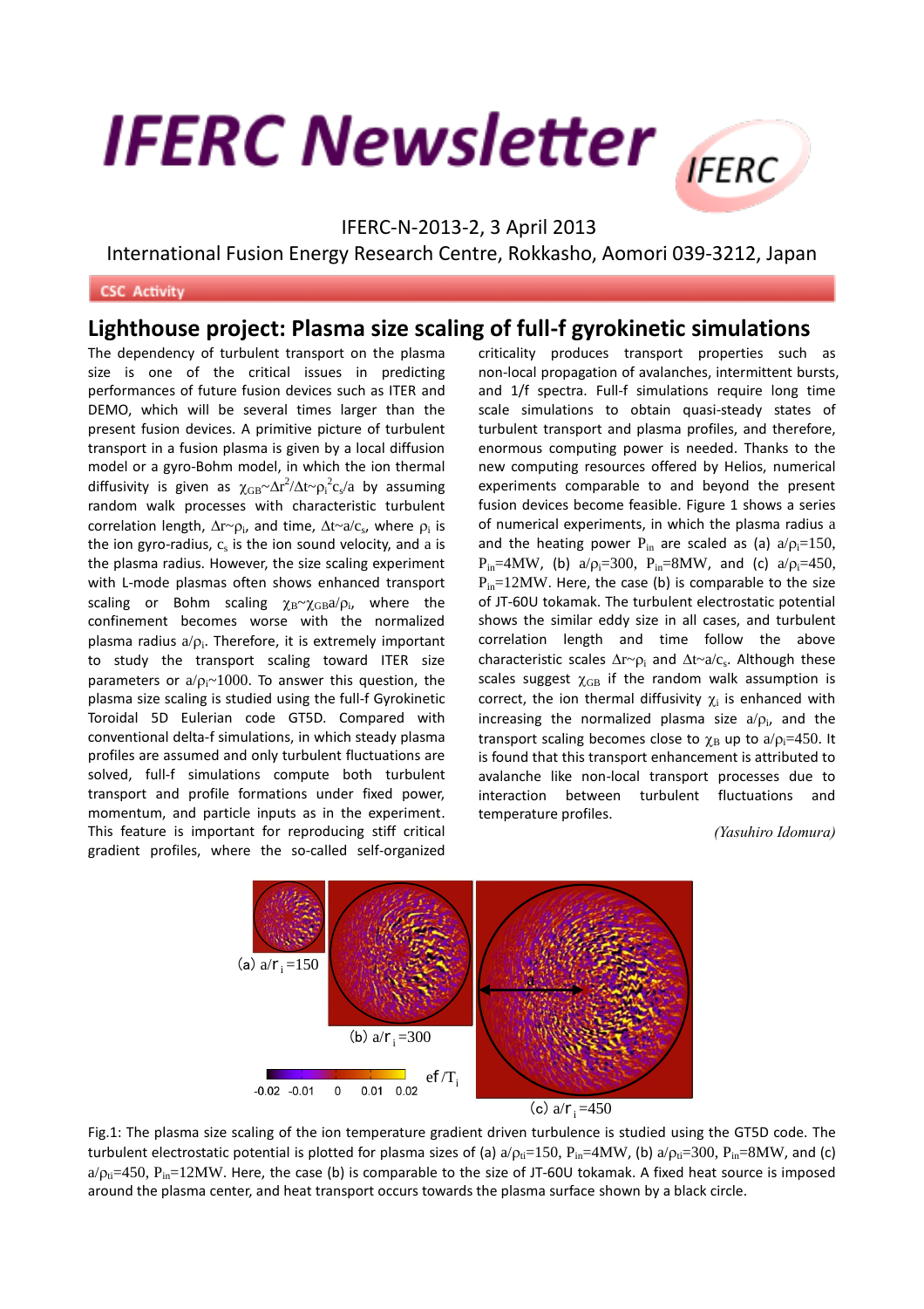# IFERC Newsletter

IFERC-N-2013-2, 3 April 2013

International Fusion Energy Research Centre, Rokkasho, Aomori 039-3212, Japan

**CSC Activity**

## Lighthouse project: Plasma size scaling of full-f gyrokinetic simulations

The dependency of turbulent transport on the plasma size is one of the critical issues in predicting performances of future fusion devices such as ITER and DEMO, which will be several times larger than the present fusion devices. A primitive picture of turbulent transport in a fusion plasma is given by a local diffusion model or a gyro-Bohm model, in which the ion thermal diffusivity is given as $\chi_{GB}\sim\Delta r^2/\Delta t\sim\rho_i^2 c_s/a$ by assuming random walk processes with characteristic turbulent correlation length, $\Delta r\sim\rho_i$, and time, $\Delta t\sim a/c_s$, where $\rho_i$ is the ion gyro-radius, $c_s$ is the ion sound velocity, and a is the plasma radius. However, the size scaling experiment with L-mode plasmas often shows enhanced transport scaling or Bohm scaling $\chi_B\sim\chi_{GB}a/\rho_i$, where the confinement becomes worse with the normalized plasma radius $a/\rho_i$. Therefore, it is extremely important to study the transport scaling toward ITER size parameters or $a/\rho_i\sim1000$. To answer this question, the plasma size scaling is studied using the full-f Gyrokinetic Toroidal 5D Eulerian code GT5D. Compared with conventional delta-f simulations, in which steady plasma profiles are assumed and only turbulent fluctuations are solved, full-f simulations compute both turbulent transport and profile formations under fixed power, momentum, and particle inputs as in the experiment. This feature is important for reproducing stiff critical gradient profiles, where the so-called self-organized criticality produces transport properties such as non-local propagation of avalanches, intermittent bursts, and 1/f spectra. Full-f simulations require long time scale simulations to obtain quasi-steady states of turbulent transport and plasma profiles, and therefore, enormous computing power is needed. Thanks to the new computing resources offered by Helios, numerical experiments comparable to and beyond the present fusion devices become feasible. Figure 1 shows a series of numerical experiments, in which the plasma radius a and the heating power $P_{in}$ are scaled as (a) $a/\rho_i$=150, $P_{in}$=4MW, (b) $a/\rho_i$=300, $P_{in}$=8MW, and (c) $a/\rho_i$=450, $P_{in}$=12MW. Here, the case (b) is comparable to the size of JT-60U tokamak. The turbulent electrostatic potential shows the similar eddy size in all cases, and turbulent correlation length and time follow the above characteristic scales $\Delta r\sim\rho_i$ and $\Delta t\sim a/c_s$. Although these scales suggest $\chi_{GB}$ if the random walk assumption is correct, the ion thermal diffusivity $\chi_i$ is enhanced with increasing the normalized plasma size $a/\rho_i$, and the transport scaling becomes close to $\chi_B$ up to $a/\rho_i$=450. It is found that this transport enhancement is attributed to avalanche like non-local transport processes due to interaction between turbulent fluctuations and temperature profiles.

*(Yasuhiro Idomura)*

Fig.1: The plasma size scaling of the ion temperature gradient driven turbulence is studied using the GT5D code. The turbulent electrostatic potential is plotted for plasma sizes of (a) $a/\rho_{ti}$=150, $P_{in}$=4MW, (b) $a/\rho_{ti}$=300, $P_{in}$=8MW, and (c) $a/\rho_{ti}$=450, $P_{in}$=12MW. Here, the case (b) is comparable to the size of JT-60U tokamak. A fixed heat source is imposed around the plasma center, and heat transport occurs towards the plasma surface shown by a black circle.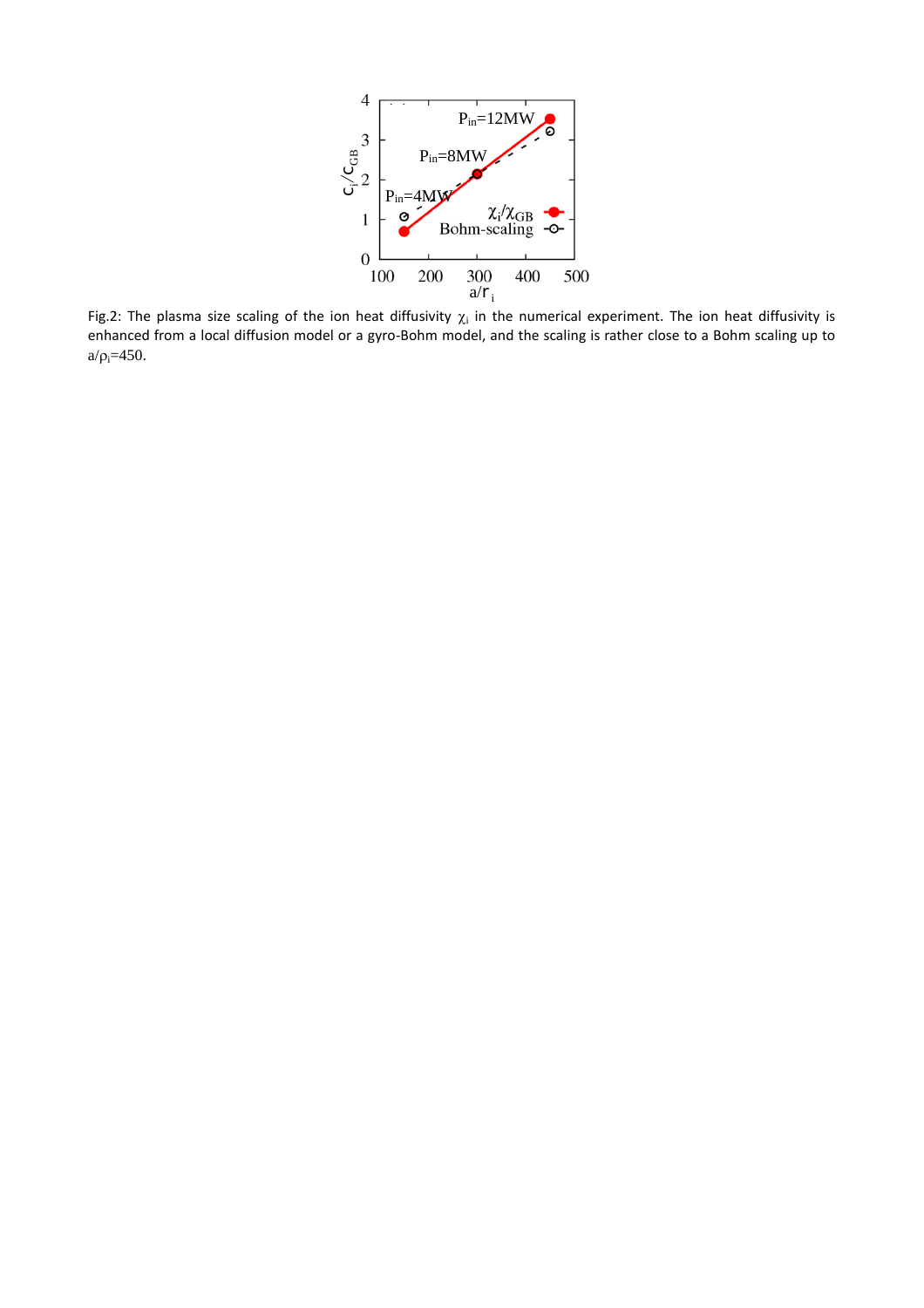4

3

2

1

0

100 200 300 400 500

$c_i/c_{GB}$

a/r $_i$

$P_{in}$=12MW

$P_{in}$=8MW

$P_{in}$=4MW

$\chi_i/\chi_{GB}$

Bohm-scaling

Fig.2: The plasma size scaling of the ion heat diffusivity $\chi_i$ in the numerical experiment. The ion heat diffusivity is enhanced from a local diffusion model or a gyro-Bohm model, and the scaling is rather close to a Bohm scaling up to $a/\rho_i$=450.